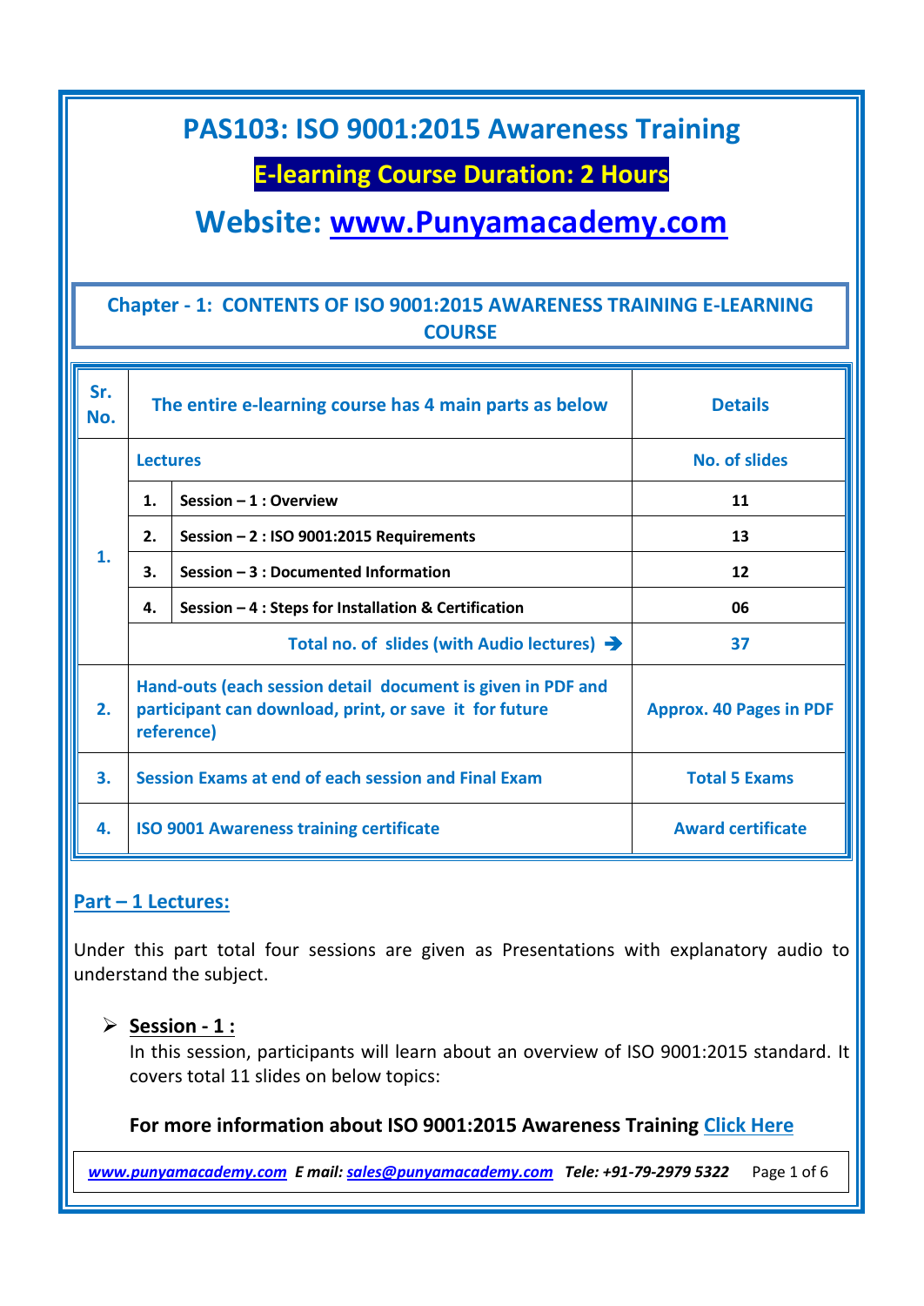# PAS103: ISO 9001:2015 Awareness Training

## E-learning Course Duration: 2 Hours

## Website: [www.Punyamacademy.com](http://www.Punyamacademy.com)

### Chapter - 1: CONTENTS OF ISO 9001:2015 AWARENESS TRAINING E-LEARNING COURSE

| Sr. No. | The entire e-learning course has 4 main parts as below | | Details |
|---|---|---|---|
| 1. | Lectures | | No. of slides |
| | 1. | Session – 1 : Overview | 11 |
| | 2. | Session – 2 : ISO 9001:2015 Requirements | 13 |
| | 3. | Session – 3 : Documented Information | 12 |
| | 4. | Session – 4 : Steps for Installation & Certification | 06 |
| | Total no. of slides (with Audio lectures) → | | 37 |
| 2. | Hand-outs (each session detail document is given in PDF and participant can download, print, or save it for future reference) | | Approx. 40 Pages in PDF |
| 3. | Session Exams at end of each session and Final Exam | | Total 5 Exams |
| 4. | ISO 9001 Awareness training certificate | | Award certificate |

**Part – 1 Lectures:**

Under this part total four sessions are given as Presentations with explanatory audio to understand the subject.

- **Session - 1 :**
  In this session, participants will learn about an overview of ISO 9001:2015 standard. It covers total 11 slides on below topics:

**For more information about ISO 9001:2015 Awareness Training Click Here**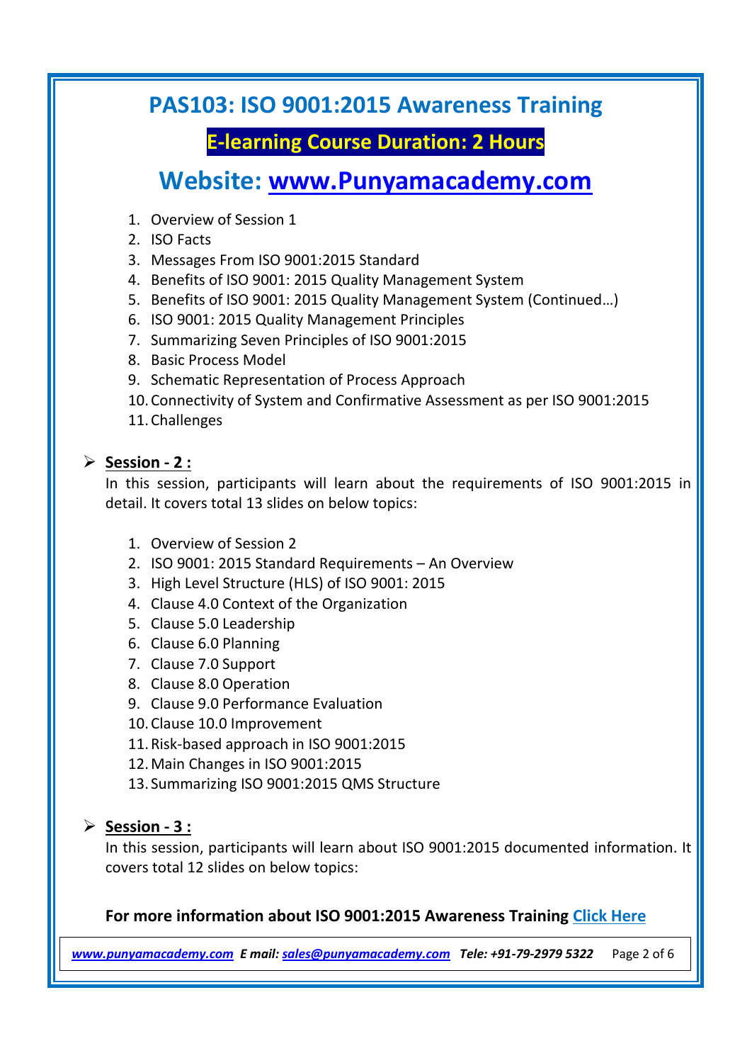# PAS103: ISO 9001:2015 Awareness Training

## E-learning Course Duration: 2 Hours

## Website: [www.Punyamacademy.com](www.Punyamacademy.com)

1. Overview of Session 1
2. ISO Facts
3. Messages From ISO 9001:2015 Standard
4. Benefits of ISO 9001: 2015 Quality Management System
5. Benefits of ISO 9001: 2015 Quality Management System (Continued…)
6. ISO 9001: 2015 Quality Management Principles
7. Summarizing Seven Principles of ISO 9001:2015
8. Basic Process Model
9. Schematic Representation of Process Approach
10. Connectivity of System and Confirmative Assessment as per ISO 9001:2015
11. Challenges

- **Session - 2 :**

  In this session, participants will learn about the requirements of ISO 9001:2015 in detail. It covers total 13 slides on below topics:

  1. Overview of Session 2
  2. ISO 9001: 2015 Standard Requirements – An Overview
  3. High Level Structure (HLS) of ISO 9001: 2015
  4. Clause 4.0 Context of the Organization
  5. Clause 5.0 Leadership
  6. Clause 6.0 Planning
  7. Clause 7.0 Support
  8. Clause 8.0 Operation
  9. Clause 9.0 Performance Evaluation
  10. Clause 10.0 Improvement
  11. Risk-based approach in ISO 9001:2015
  12. Main Changes in ISO 9001:2015
  13. Summarizing ISO 9001:2015 QMS Structure

- **Session - 3 :**

  In this session, participants will learn about ISO 9001:2015 documented information. It covers total 12 slides on below topics:

**For more information about ISO 9001:2015 Awareness Training Click Here**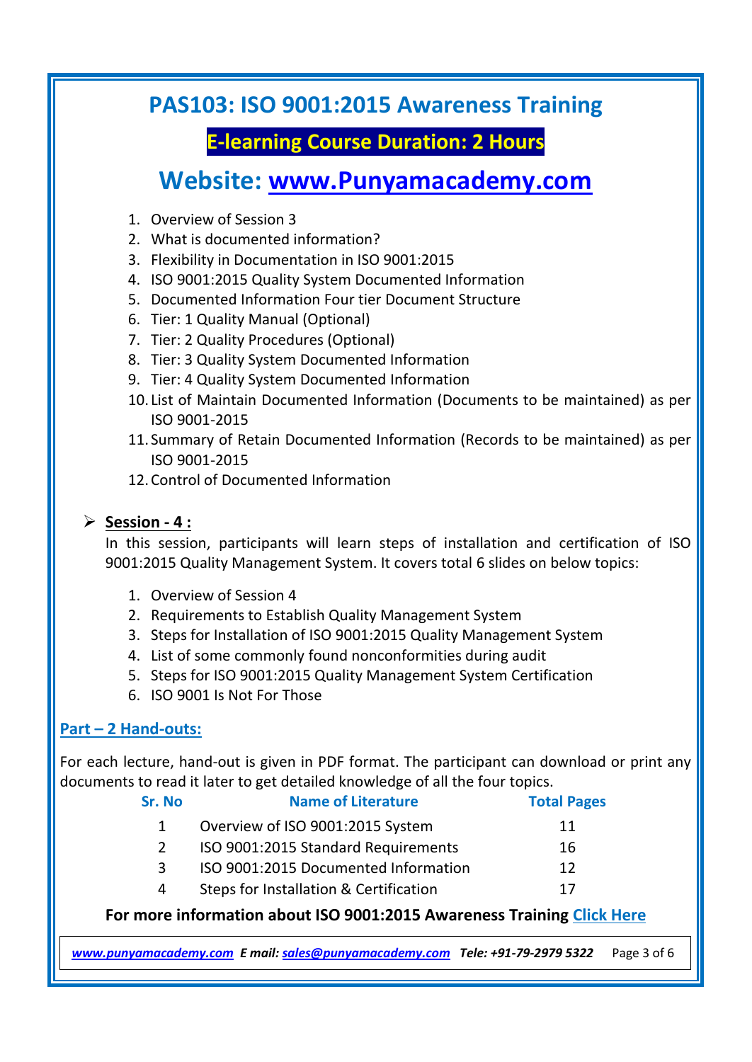# PAS103: ISO 9001:2015 Awareness Training

## E-learning Course Duration: 2 Hours

## Website: [www.Punyamacademy.com](www.Punyamacademy.com)

1. Overview of Session 3
2. What is documented information?
3. Flexibility in Documentation in ISO 9001:2015
4. ISO 9001:2015 Quality System Documented Information
5. Documented Information Four tier Document Structure
6. Tier: 1 Quality Manual (Optional)
7. Tier: 2 Quality Procedures (Optional)
8. Tier: 3 Quality System Documented Information
9. Tier: 4 Quality System Documented Information
10. List of Maintain Documented Information (Documents to be maintained) as per ISO 9001-2015
11. Summary of Retain Documented Information (Records to be maintained) as per ISO 9001-2015
12. Control of Documented Information

- **Session - 4 :**

  In this session, participants will learn steps of installation and certification of ISO 9001:2015 Quality Management System. It covers total 6 slides on below topics:

  1. Overview of Session 4
  2. Requirements to Establish Quality Management System
  3. Steps for Installation of ISO 9001:2015 Quality Management System
  4. List of some commonly found nonconformities during audit
  5. Steps for ISO 9001:2015 Quality Management System Certification
  6. ISO 9001 Is Not For Those

### Part – 2 Hand-outs:

For each lecture, hand-out is given in PDF format. The participant can download or print any documents to read it later to get detailed knowledge of all the four topics.

| Sr. No | Name of Literature | Total Pages |
|---|---|---|
| 1 | Overview of ISO 9001:2015 System | 11 |
| 2 | ISO 9001:2015 Standard Requirements | 16 |
| 3 | ISO 9001:2015 Documented Information | 12 |
| 4 | Steps for Installation & Certification | 17 |

**For more information about ISO 9001:2015 Awareness Training Click Here**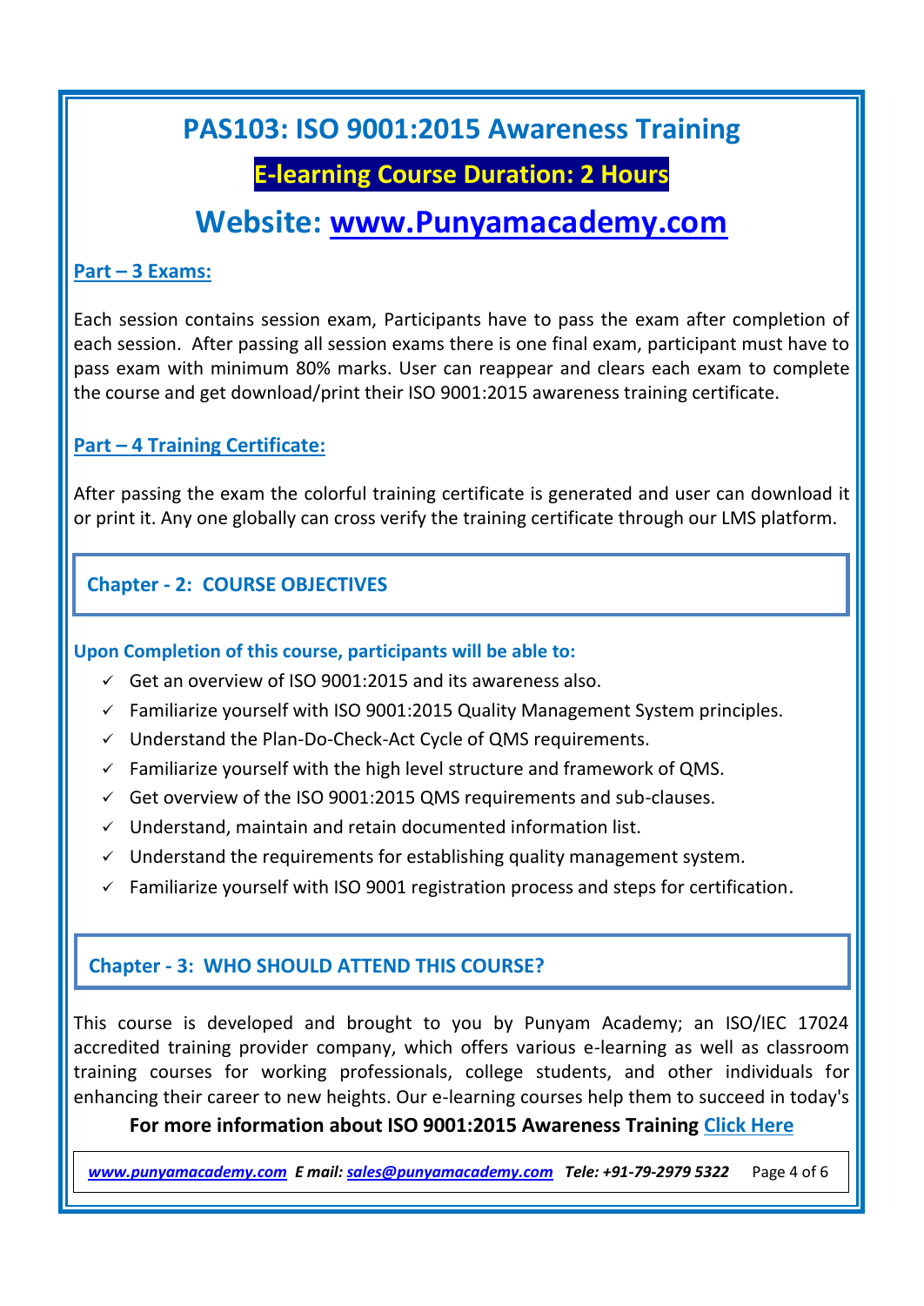## PAS103: ISO 9001:2015 Awareness Training

**E-learning Course Duration: 2 Hours**

## Website: [www.Punyamacademy.com](http://www.Punyamacademy.com)

**Part – 3 Exams:**

Each session contains session exam, Participants have to pass the exam after completion of each session. After passing all session exams there is one final exam, participant must have to pass exam with minimum 80% marks. User can reappear and clears each exam to complete the course and get download/print their ISO 9001:2015 awareness training certificate.

**Part – 4 Training Certificate:**

After passing the exam the colorful training certificate is generated and user can download it or print it. Any one globally can cross verify the training certificate through our LMS platform.

### Chapter - 2: COURSE OBJECTIVES

**Upon Completion of this course, participants will be able to:**

- ✓ Get an overview of ISO 9001:2015 and its awareness also.
- ✓ Familiarize yourself with ISO 9001:2015 Quality Management System principles.
- ✓ Understand the Plan-Do-Check-Act Cycle of QMS requirements.
- ✓ Familiarize yourself with the high level structure and framework of QMS.
- ✓ Get overview of the ISO 9001:2015 QMS requirements and sub-clauses.
- ✓ Understand, maintain and retain documented information list.
- ✓ Understand the requirements for establishing quality management system.
- ✓ Familiarize yourself with ISO 9001 registration process and steps for certification.

### Chapter - 3: WHO SHOULD ATTEND THIS COURSE?

This course is developed and brought to you by Punyam Academy; an ISO/IEC 17024 accredited training provider company, which offers various e-learning as well as classroom training courses for working professionals, college students, and other individuals for enhancing their career to new heights. Our e-learning courses help them to succeed in today's

**For more information about ISO 9001:2015 Awareness Training Click Here**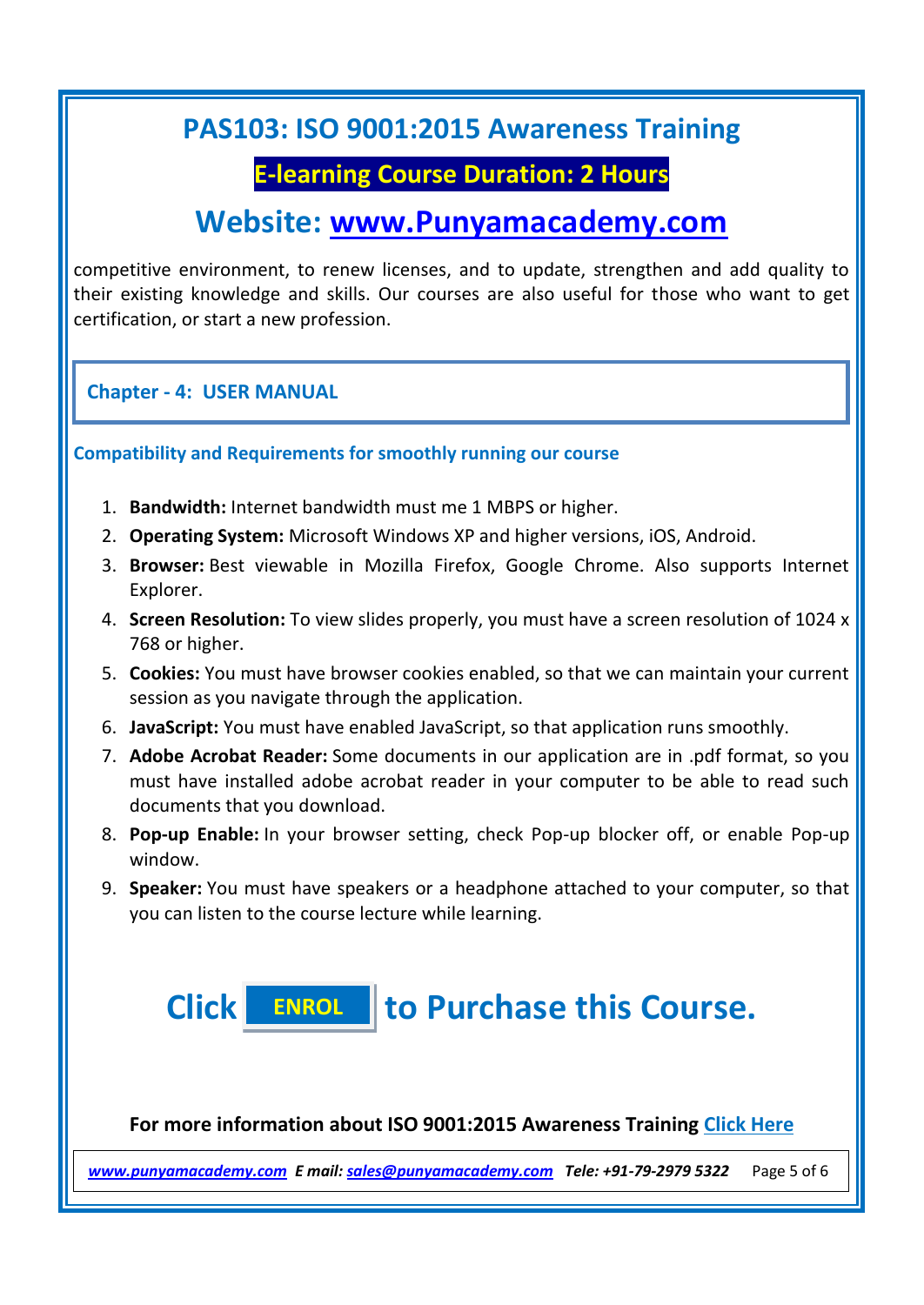# PAS103: ISO 9001:2015 Awareness Training

**E-learning Course Duration: 2 Hours**

## Website: www.Punyamacademy.com

competitive environment, to renew licenses, and to update, strengthen and add quality to their existing knowledge and skills. Our courses are also useful for those who want to get certification, or start a new profession.

## Chapter - 4: USER MANUAL

### Compatibility and Requirements for smoothly running our course

1. **Bandwidth:** Internet bandwidth must me 1 MBPS or higher.
2. **Operating System:** Microsoft Windows XP and higher versions, iOS, Android.
3. **Browser:** Best viewable in Mozilla Firefox, Google Chrome. Also supports Internet Explorer.
4. **Screen Resolution:** To view slides properly, you must have a screen resolution of 1024 x 768 or higher.
5. **Cookies:** You must have browser cookies enabled, so that we can maintain your current session as you navigate through the application.
6. **JavaScript:** You must have enabled JavaScript, so that application runs smoothly.
7. **Adobe Acrobat Reader:** Some documents in our application are in .pdf format, so you must have installed adobe acrobat reader in your computer to be able to read such documents that you download.
8. **Pop-up Enable:** In your browser setting, check Pop-up blocker off, or enable Pop-up window.
9. **Speaker:** You must have speakers or a headphone attached to your computer, so that you can listen to the course lecture while learning.

## Click ENROL to Purchase this Course.

**For more information about ISO 9001:2015 Awareness Training Click Here**

*www.punyamacademy.com* ***E mail:*** *sales@punyamacademy.com* ***Tele: +91-79-2979 5322***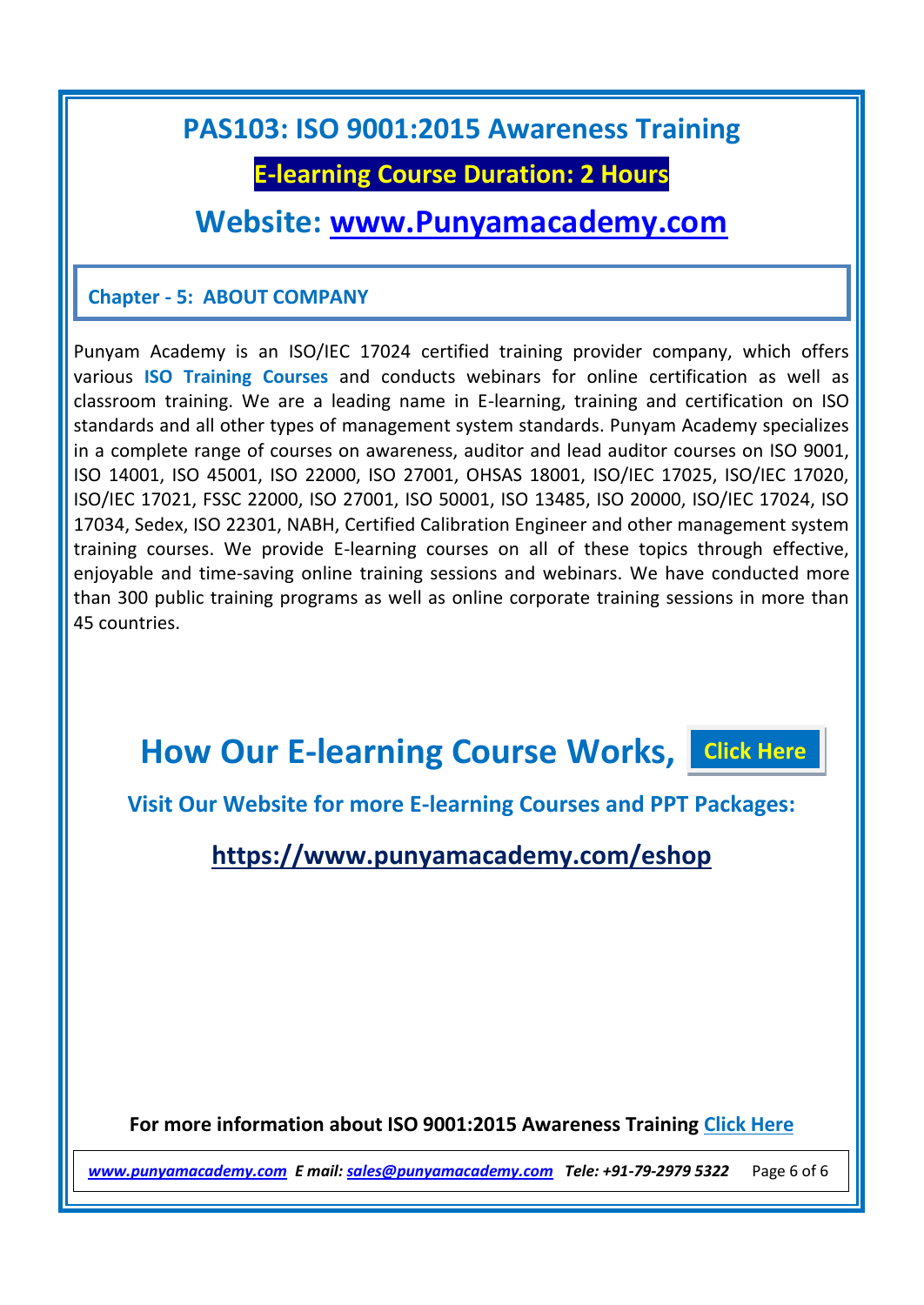# PAS103: ISO 9001:2015 Awareness Training

**E-learning Course Duration: 2 Hours**

## Website: www.Punyamacademy.com

### Chapter - 5: ABOUT COMPANY

Punyam Academy is an ISO/IEC 17024 certified training provider company, which offers various **ISO Training Courses** and conducts webinars for online certification as well as classroom training. We are a leading name in E-learning, training and certification on ISO standards and all other types of management system standards. Punyam Academy specializes in a complete range of courses on awareness, auditor and lead auditor courses on ISO 9001, ISO 14001, ISO 45001, ISO 22000, ISO 27001, OHSAS 18001, ISO/IEC 17025, ISO/IEC 17020, ISO/IEC 17021, FSSC 22000, ISO 27001, ISO 50001, ISO 13485, ISO 20000, ISO/IEC 17024, ISO 17034, Sedex, ISO 22301, NABH, Certified Calibration Engineer and other management system training courses. We provide E-learning courses on all of these topics through effective, enjoyable and time-saving online training sessions and webinars. We have conducted more than 300 public training programs as well as online corporate training sessions in more than 45 countries.

## How Our E-learning Course Works, Click Here

**Visit Our Website for more E-learning Courses and PPT Packages:**

**https://www.punyamacademy.com/eshop**

**For more information about ISO 9001:2015 Awareness Training Click Here**

*www.punyamacademy.com E mail: sales@punyamacademy.com Tele: +91-79-2979 5322*